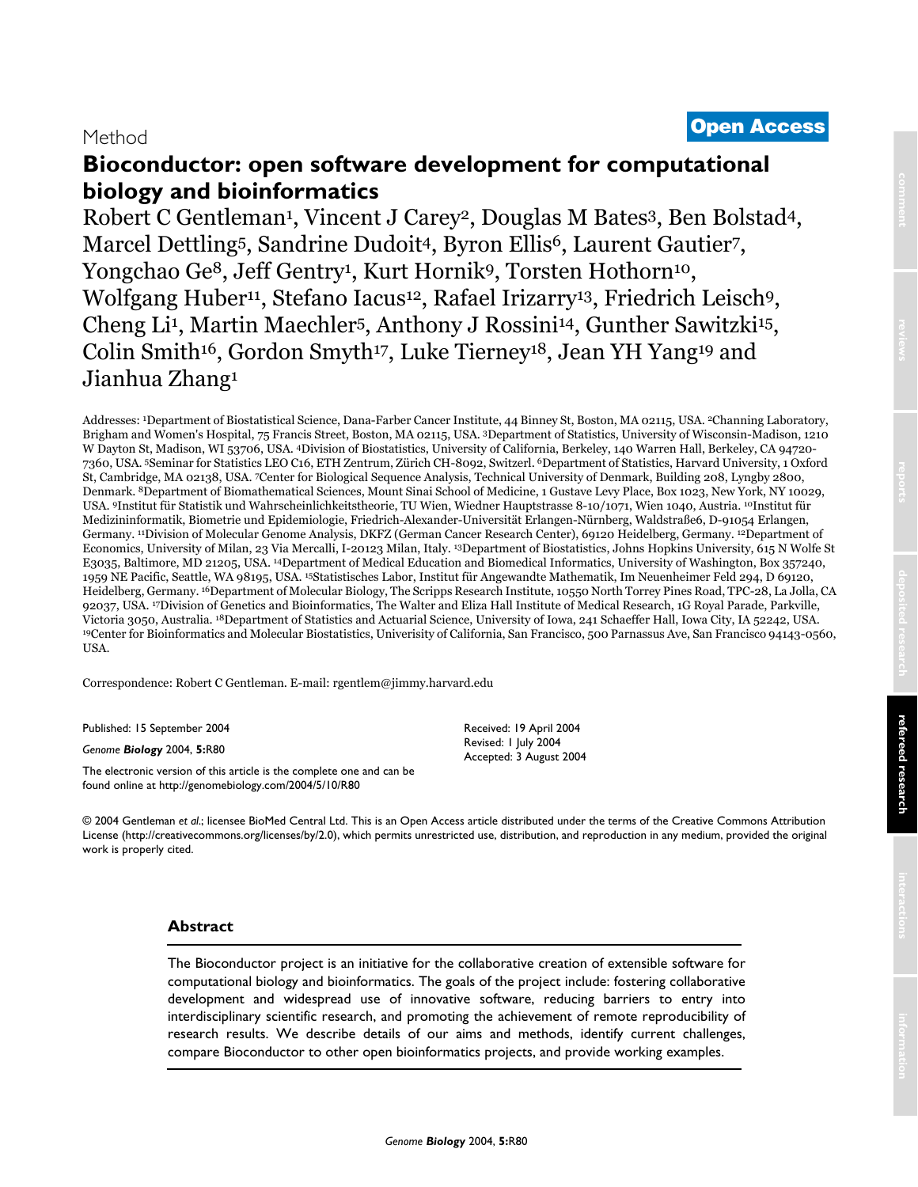Method

**Open Access**

# Bioconductor: open software development for computational biology and bioinformatics

Robert C Gentleman[1], Vincent J Carey[2], Douglas M Bates[3], Ben Bolstad[4], Marcel Dettling[5], Sandrine Dudoit[4], Byron Ellis[6], Laurent Gautier[7], Yongchao Ge[8], Jeff Gentry[1], Kurt Hornik[9], Torsten Hothorn[10], Wolfgang Huber[11], Stefano Iacus[12], Rafael Irizarry[13], Friedrich Leisch[9], Cheng Li[1], Martin Maechler[5], Anthony J Rossini[14], Gunther Sawitzki[15], Colin Smith[16], Gordon Smyth[17], Luke Tierney[18], Jean YH Yang[19] and Jianhua Zhang[1]

Addresses: [1]Department of Biostatistical Science, Dana-Farber Cancer Institute, 44 Binney St, Boston, MA 02115, USA. [2]Channing Laboratory, Brigham and Women's Hospital, 75 Francis Street, Boston, MA 02115, USA. [3]Department of Statistics, University of Wisconsin-Madison, 1210 W Dayton St, Madison, WI 53706, USA. [4]Division of Biostatistics, University of California, Berkeley, 140 Warren Hall, Berkeley, CA 94720-7360, USA. [5]Seminar for Statistics LEO C16, ETH Zentrum, Zürich CH-8092, Switzerl. [6]Department of Statistics, Harvard University, 1 Oxford St, Cambridge, MA 02138, USA. [7]Center for Biological Sequence Analysis, Technical University of Denmark, Building 208, Lyngby 2800, Denmark. [8]Department of Biomathematical Sciences, Mount Sinai School of Medicine, 1 Gustave Levy Place, Box 1023, New York, NY 10029, USA. [9]Institut für Statistik und Wahrscheinlichkeitstheorie, TU Wien, Wiedner Hauptstrasse 8-10/1071, Wien 1040, Austria. [10]Institut für Medizininformatik, Biometrie und Epidemiologie, Friedrich-Alexander-Universität Erlangen-Nürnberg, Waldstraße6, D-91054 Erlangen, Germany. [11]Division of Molecular Genome Analysis, DKFZ (German Cancer Research Center), 69120 Heidelberg, Germany. [12]Department of Economics, University of Milan, 23 Via Mercalli, I-20123 Milan, Italy. [13]Department of Biostatistics, Johns Hopkins University, 615 N Wolfe St E3035, Baltimore, MD 21205, USA. [14]Department of Medical Education and Biomedical Informatics, University of Washington, Box 357240, 1959 NE Pacific, Seattle, WA 98195, USA. [15]Statistisches Labor, Institut für Angewandte Mathematik, Im Neuenheimer Feld 294, D 69120, Heidelberg, Germany. [16]Department of Molecular Biology, The Scripps Research Institute, 10550 North Torrey Pines Road, TPC-28, La Jolla, CA 92037, USA. [17]Division of Genetics and Bioinformatics, The Walter and Eliza Hall Institute of Medical Research, 1G Royal Parade, Parkville, Victoria 3050, Australia. [18]Department of Statistics and Actuarial Science, University of Iowa, 241 Schaeffer Hall, Iowa City, IA 52242, USA. [19]Center for Bioinformatics and Molecular Biostatistics, Univerisity of California, San Francisco, 500 Parnassus Ave, San Francisco 94143-0560, USA.

Correspondence: Robert C Gentleman. E-mail: rgentlem@jimmy.harvard.edu

Published: 15 September 2004

*Genome **Biology*** 2004, **5:**R80

The electronic version of this article is the complete one and can be found online at http://genomebiology.com/2004/5/10/R80

Received: 19 April 2004
Revised: 1 July 2004
Accepted: 3 August 2004

© 2004 Gentleman *et al.*; licensee BioMed Central Ltd. This is an Open Access article distributed under the terms of the Creative Commons Attribution License (http://creativecommons.org/licenses/by/2.0), which permits unrestricted use, distribution, and reproduction in any medium, provided the original work is properly cited.

## Abstract

The Bioconductor project is an initiative for the collaborative creation of extensible software for computational biology and bioinformatics. The goals of the project include: fostering collaborative development and widespread use of innovative software, reducing barriers to entry into interdisciplinary scientific research, and promoting the achievement of remote reproducibility of research results. We describe details of our aims and methods, identify current challenges, compare Bioconductor to other open bioinformatics projects, and provide working examples.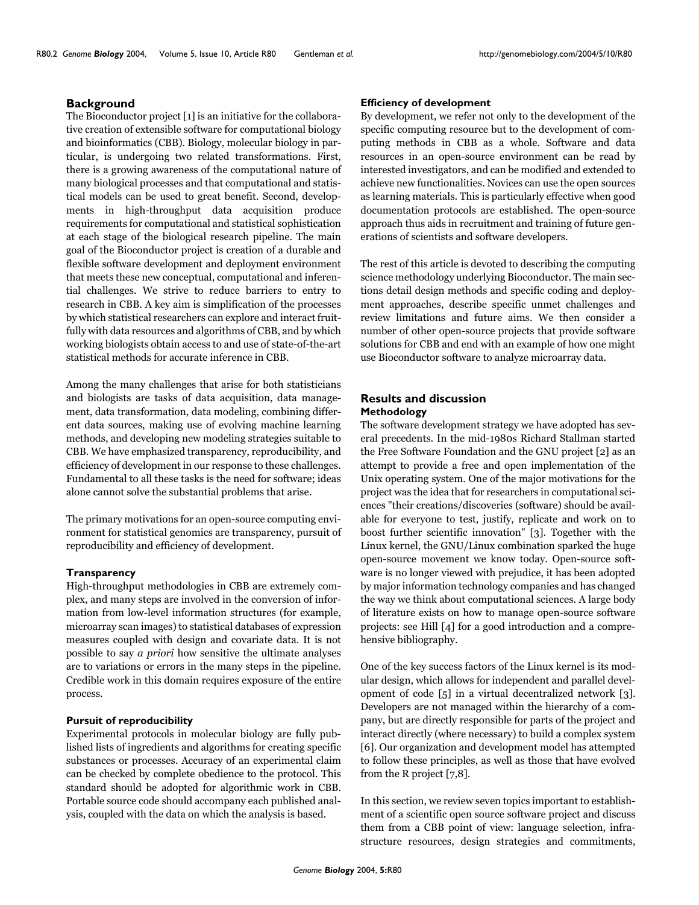## Background

The Bioconductor project [1] is an initiative for the collaborative creation of extensible software for computational biology and bioinformatics (CBB). Biology, molecular biology in particular, is undergoing two related transformations. First, there is a growing awareness of the computational nature of many biological processes and that computational and statistical models can be used to great benefit. Second, developments in high-throughput data acquisition produce requirements for computational and statistical sophistication at each stage of the biological research pipeline. The main goal of the Bioconductor project is creation of a durable and flexible software development and deployment environment that meets these new conceptual, computational and inferential challenges. We strive to reduce barriers to entry to research in CBB. A key aim is simplification of the processes by which statistical researchers can explore and interact fruitfully with data resources and algorithms of CBB, and by which working biologists obtain access to and use of state-of-the-art statistical methods for accurate inference in CBB.

Among the many challenges that arise for both statisticians and biologists are tasks of data acquisition, data management, data transformation, data modeling, combining different data sources, making use of evolving machine learning methods, and developing new modeling strategies suitable to CBB. We have emphasized transparency, reproducibility, and efficiency of development in our response to these challenges. Fundamental to all these tasks is the need for software; ideas alone cannot solve the substantial problems that arise.

The primary motivations for an open-source computing environment for statistical genomics are transparency, pursuit of reproducibility and efficiency of development.

### Transparency

High-throughput methodologies in CBB are extremely complex, and many steps are involved in the conversion of information from low-level information structures (for example, microarray scan images) to statistical databases of expression measures coupled with design and covariate data. It is not possible to say *a priori* how sensitive the ultimate analyses are to variations or errors in the many steps in the pipeline. Credible work in this domain requires exposure of the entire process.

### Pursuit of reproducibility

Experimental protocols in molecular biology are fully published lists of ingredients and algorithms for creating specific substances or processes. Accuracy of an experimental claim can be checked by complete obedience to the protocol. This standard should be adopted for algorithmic work in CBB. Portable source code should accompany each published analysis, coupled with the data on which the analysis is based.

### Efficiency of development

By development, we refer not only to the development of the specific computing resource but to the development of computing methods in CBB as a whole. Software and data resources in an open-source environment can be read by interested investigators, and can be modified and extended to achieve new functionalities. Novices can use the open sources as learning materials. This is particularly effective when good documentation protocols are established. The open-source approach thus aids in recruitment and training of future generations of scientists and software developers.

The rest of this article is devoted to describing the computing science methodology underlying Bioconductor. The main sections detail design methods and specific coding and deployment approaches, describe specific unmet challenges and review limitations and future aims. We then consider a number of other open-source projects that provide software solutions for CBB and end with an example of how one might use Bioconductor software to analyze microarray data.

## Results and discussion

### Methodology

The software development strategy we have adopted has several precedents. In the mid-1980s Richard Stallman started the Free Software Foundation and the GNU project [2] as an attempt to provide a free and open implementation of the Unix operating system. One of the major motivations for the project was the idea that for researchers in computational sciences "their creations/discoveries (software) should be available for everyone to test, justify, replicate and work on to boost further scientific innovation" [3]. Together with the Linux kernel, the GNU/Linux combination sparked the huge open-source movement we know today. Open-source software is no longer viewed with prejudice, it has been adopted by major information technology companies and has changed the way we think about computational sciences. A large body of literature exists on how to manage open-source software projects: see Hill [4] for a good introduction and a comprehensive bibliography.

One of the key success factors of the Linux kernel is its modular design, which allows for independent and parallel development of code [5] in a virtual decentralized network [3]. Developers are not managed within the hierarchy of a company, but are directly responsible for parts of the project and interact directly (where necessary) to build a complex system [6]. Our organization and development model has attempted to follow these principles, as well as those that have evolved from the R project [7,8].

In this section, we review seven topics important to establishment of a scientific open source software project and discuss them from a CBB point of view: language selection, infrastructure resources, design strategies and commitments,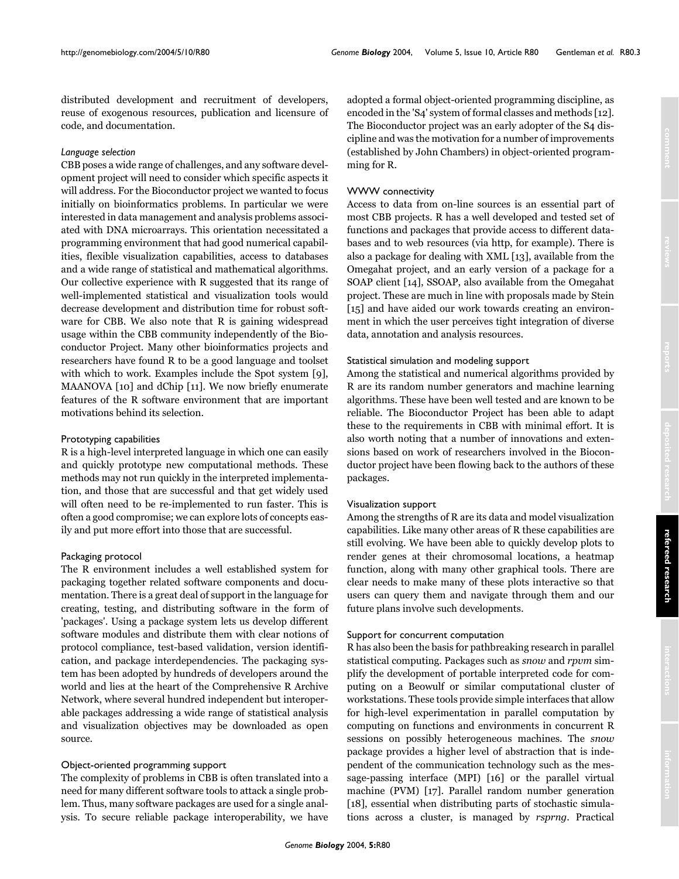distributed development and recruitment of developers, reuse of exogenous resources, publication and licensure of code, and documentation.

### *Language selection*

CBB poses a wide range of challenges, and any software development project will need to consider which specific aspects it will address. For the Bioconductor project we wanted to focus initially on bioinformatics problems. In particular we were interested in data management and analysis problems associated with DNA microarrays. This orientation necessitated a programming environment that had good numerical capabilities, flexible visualization capabilities, access to databases and a wide range of statistical and mathematical algorithms. Our collective experience with R suggested that its range of well-implemented statistical and visualization tools would decrease development and distribution time for robust software for CBB. We also note that R is gaining widespread usage within the CBB community independently of the Bioconductor Project. Many other bioinformatics projects and researchers have found R to be a good language and toolset with which to work. Examples include the Spot system [9], MAANOVA [10] and dChip [11]. We now briefly enumerate features of the R software environment that are important motivations behind its selection.

#### Prototyping capabilities

R is a high-level interpreted language in which one can easily and quickly prototype new computational methods. These methods may not run quickly in the interpreted implementation, and those that are successful and that get widely used will often need to be re-implemented to run faster. This is often a good compromise; we can explore lots of concepts easily and put more effort into those that are successful.

#### Packaging protocol

The R environment includes a well established system for packaging together related software components and documentation. There is a great deal of support in the language for creating, testing, and distributing software in the form of 'packages'. Using a package system lets us develop different software modules and distribute them with clear notions of protocol compliance, test-based validation, version identification, and package interdependencies. The packaging system has been adopted by hundreds of developers around the world and lies at the heart of the Comprehensive R Archive Network, where several hundred independent but interoperable packages addressing a wide range of statistical analysis and visualization objectives may be downloaded as open source.

#### Object-oriented programming support

The complexity of problems in CBB is often translated into a need for many different software tools to attack a single problem. Thus, many software packages are used for a single analysis. To secure reliable package interoperability, we have adopted a formal object-oriented programming discipline, as encoded in the 'S4' system of formal classes and methods [12]. The Bioconductor project was an early adopter of the S4 discipline and was the motivation for a number of improvements (established by John Chambers) in object-oriented programming for R.

#### WWW connectivity

Access to data from on-line sources is an essential part of most CBB projects. R has a well developed and tested set of functions and packages that provide access to different databases and to web resources (via http, for example). There is also a package for dealing with XML [13], available from the Omegahat project, and an early version of a package for a SOAP client [14], SSOAP, also available from the Omegahat project. These are much in line with proposals made by Stein [15] and have aided our work towards creating an environment in which the user perceives tight integration of diverse data, annotation and analysis resources.

#### Statistical simulation and modeling support

Among the statistical and numerical algorithms provided by R are its random number generators and machine learning algorithms. These have been well tested and are known to be reliable. The Bioconductor Project has been able to adapt these to the requirements in CBB with minimal effort. It is also worth noting that a number of innovations and extensions based on work of researchers involved in the Bioconductor project have been flowing back to the authors of these packages.

#### Visualization support

Among the strengths of R are its data and model visualization capabilities. Like many other areas of R these capabilities are still evolving. We have been able to quickly develop plots to render genes at their chromosomal locations, a heatmap function, along with many other graphical tools. There are clear needs to make many of these plots interactive so that users can query them and navigate through them and our future plans involve such developments.

#### Support for concurrent computation

R has also been the basis for pathbreaking research in parallel statistical computing. Packages such as *snow* and *rpvm* simplify the development of portable interpreted code for computing on a Beowulf or similar computational cluster of workstations. These tools provide simple interfaces that allow for high-level experimentation in parallel computation by computing on functions and environments in concurrent R sessions on possibly heterogeneous machines. The *snow* package provides a higher level of abstraction that is independent of the communication technology such as the message-passing interface (MPI) [16] or the parallel virtual machine (PVM) [17]. Parallel random number generation [18], essential when distributing parts of stochastic simulations across a cluster, is managed by *rsprng*. Practical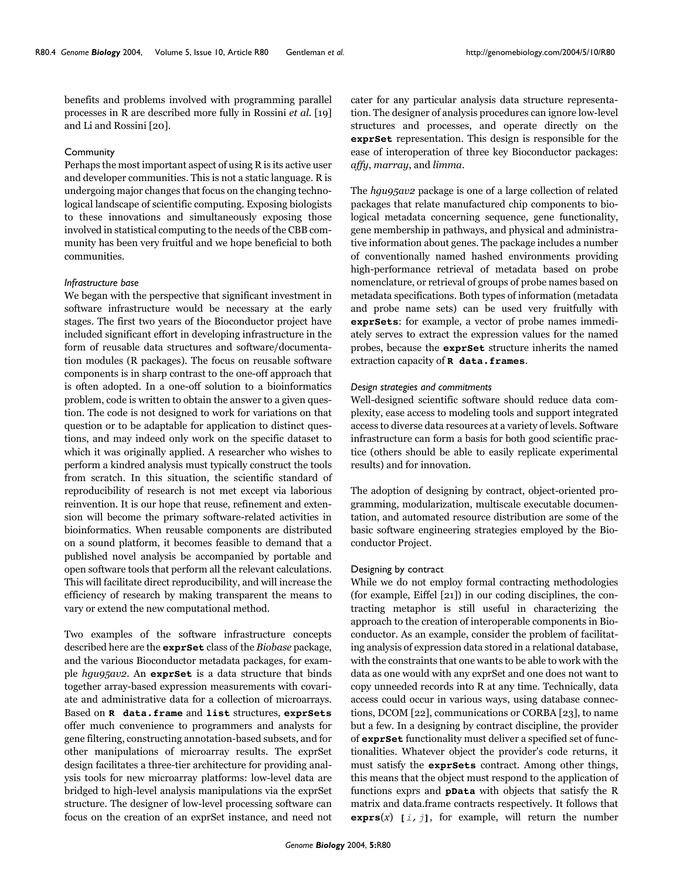benefits and problems involved with programming parallel processes in R are described more fully in Rossini *et al.* [19] and Li and Rossini [20].

### Community

Perhaps the most important aspect of using R is its active user and developer communities. This is not a static language. R is undergoing major changes that focus on the changing technological landscape of scientific computing. Exposing biologists to these innovations and simultaneously exposing those involved in statistical computing to the needs of the CBB community has been very fruitful and we hope beneficial to both communities.

#### *Infrastructure base*

We began with the perspective that significant investment in software infrastructure would be necessary at the early stages. The first two years of the Bioconductor project have included significant effort in developing infrastructure in the form of reusable data structures and software/documentation modules (R packages). The focus on reusable software components is in sharp contrast to the one-off approach that is often adopted. In a one-off solution to a bioinformatics problem, code is written to obtain the answer to a given question. The code is not designed to work for variations on that question or to be adaptable for application to distinct questions, and may indeed only work on the specific dataset to which it was originally applied. A researcher who wishes to perform a kindred analysis must typically construct the tools from scratch. In this situation, the scientific standard of reproducibility of research is not met except via laborious reinvention. It is our hope that reuse, refinement and extension will become the primary software-related activities in bioinformatics. When reusable components are distributed on a sound platform, it becomes feasible to demand that a published novel analysis be accompanied by portable and open software tools that perform all the relevant calculations. This will facilitate direct reproducibility, and will increase the efficiency of research by making transparent the means to vary or extend the new computational method.

Two examples of the software infrastructure concepts described here are the **exprSet** class of the *Biobase* package, and the various Bioconductor metadata packages, for example *hgu95av2*. An **exprSet** is a data structure that binds together array-based expression measurements with covariate and administrative data for a collection of microarrays. Based on **R data.frame** and **list** structures, **exprSets** offer much convenience to programmers and analysts for gene filtering, constructing annotation-based subsets, and for other manipulations of microarray results. The exprSet design facilitates a three-tier architecture for providing analysis tools for new microarray platforms: low-level data are bridged to high-level analysis manipulations via the exprSet structure. The designer of low-level processing software can focus on the creation of an exprSet instance, and need not cater for any particular analysis data structure representation. The designer of analysis procedures can ignore low-level structures and processes, and operate directly on the **exprSet** representation. This design is responsible for the ease of interoperation of three key Bioconductor packages: *affy*, *marray*, and *limma*.

The *hgu95av2* package is one of a large collection of related packages that relate manufactured chip components to biological metadata concerning sequence, gene functionality, gene membership in pathways, and physical and administrative information about genes. The package includes a number of conventionally named hashed environments providing high-performance retrieval of metadata based on probe nomenclature, or retrieval of groups of probe names based on metadata specifications. Both types of information (metadata and probe name sets) can be used very fruitfully with **exprSets**: for example, a vector of probe names immediately serves to extract the expression values for the named probes, because the **exprSet** structure inherits the named extraction capacity of **R data.frames**.

#### *Design strategies and commitments*

Well-designed scientific software should reduce data complexity, ease access to modeling tools and support integrated access to diverse data resources at a variety of levels. Software infrastructure can form a basis for both good scientific practice (others should be able to easily replicate experimental results) and for innovation.

The adoption of designing by contract, object-oriented programming, modularization, multiscale executable documentation, and automated resource distribution are some of the basic software engineering strategies employed by the Bioconductor Project.

### Designing by contract

While we do not employ formal contracting methodologies (for example, Eiffel [21]) in our coding disciplines, the contracting metaphor is still useful in characterizing the approach to the creation of interoperable components in Bioconductor. As an example, consider the problem of facilitating analysis of expression data stored in a relational database, with the constraints that one wants to be able to work with the data as one would with any exprSet and one does not want to copy unneeded records into R at any time. Technically, data access could occur in various ways, using database connections, DCOM [22], communications or CORBA [23], to name but a few. In a designing by contract discipline, the provider of **exprSet** functionality must deliver a specified set of functionalities. Whatever object the provider's code returns, it must satisfy the **exprSets** contract. Among other things, this means that the object must respond to the application of functions exprs and **pData** with objects that satisfy the R matrix and data.frame contracts respectively. It follows that **exprs**(*x*) **[***i*, *j***]**, for example, will return the number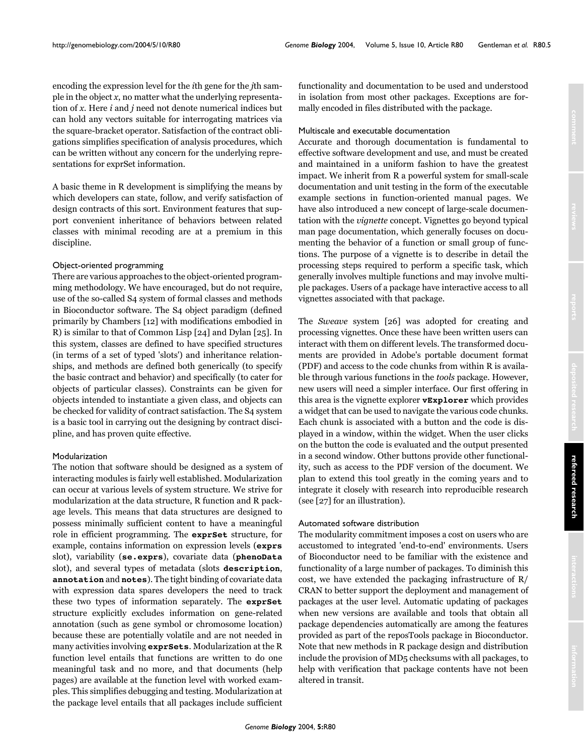encoding the expression level for the *i*th gene for the *j*th sample in the object *x*, no matter what the underlying representation of *x*. Here *i* and *j* need not denote numerical indices but can hold any vectors suitable for interrogating matrices via the square-bracket operator. Satisfaction of the contract obligations simplifies specification of analysis procedures, which can be written without any concern for the underlying representations for exprSet information.

A basic theme in R development is simplifying the means by which developers can state, follow, and verify satisfaction of design contracts of this sort. Environment features that support convenient inheritance of behaviors between related classes with minimal recoding are at a premium in this discipline.

### Object-oriented programming

There are various approaches to the object-oriented programming methodology. We have encouraged, but do not require, use of the so-called S4 system of formal classes and methods in Bioconductor software. The S4 object paradigm (defined primarily by Chambers [12] with modifications embodied in R) is similar to that of Common Lisp [24] and Dylan [25]. In this system, classes are defined to have specified structures (in terms of a set of typed 'slots') and inheritance relationships, and methods are defined both generically (to specify the basic contract and behavior) and specifically (to cater for objects of particular classes). Constraints can be given for objects intended to instantiate a given class, and objects can be checked for validity of contract satisfaction. The S4 system is a basic tool in carrying out the designing by contract discipline, and has proven quite effective.

### Modularization

The notion that software should be designed as a system of interacting modules is fairly well established. Modularization can occur at various levels of system structure. We strive for modularization at the data structure, R function and R package levels. This means that data structures are designed to possess minimally sufficient content to have a meaningful role in efficient programming. The **exprSet** structure, for example, contains information on expression levels (**exprs** slot), variability (**se.exprs**), covariate data (**phenoData** slot), and several types of metadata (slots **description**, **annotation** and **notes**). The tight binding of covariate data with expression data spares developers the need to track these two types of information separately. The **exprSet** structure explicitly excludes information on gene-related annotation (such as gene symbol or chromosome location) because these are potentially volatile and are not needed in many activities involving **exprSets**. Modularization at the R function level entails that functions are written to do one meaningful task and no more, and that documents (help pages) are available at the function level with worked examples. This simplifies debugging and testing. Modularization at the package level entails that all packages include sufficient functionality and documentation to be used and understood in isolation from most other packages. Exceptions are formally encoded in files distributed with the package.

### Multiscale and executable documentation

Accurate and thorough documentation is fundamental to effective software development and use, and must be created and maintained in a uniform fashion to have the greatest impact. We inherit from R a powerful system for small-scale documentation and unit testing in the form of the executable example sections in function-oriented manual pages. We have also introduced a new concept of large-scale documentation with the *vignette* concept. Vignettes go beyond typical man page documentation, which generally focuses on documenting the behavior of a function or small group of functions. The purpose of a vignette is to describe in detail the processing steps required to perform a specific task, which generally involves multiple functions and may involve multiple packages. Users of a package have interactive access to all vignettes associated with that package.

The *Sweave* system [26] was adopted for creating and processing vignettes. Once these have been written users can interact with them on different levels. The transformed documents are provided in Adobe's portable document format (PDF) and access to the code chunks from within R is available through various functions in the *tools* package. However, new users will need a simpler interface. Our first offering in this area is the vignette explorer **vExplorer** which provides a widget that can be used to navigate the various code chunks. Each chunk is associated with a button and the code is displayed in a window, within the widget. When the user clicks on the button the code is evaluated and the output presented in a second window. Other buttons provide other functionality, such as access to the PDF version of the document. We plan to extend this tool greatly in the coming years and to integrate it closely with research into reproducible research (see [27] for an illustration).

### Automated software distribution

The modularity commitment imposes a cost on users who are accustomed to integrated 'end-to-end' environments. Users of Bioconductor need to be familiar with the existence and functionality of a large number of packages. To diminish this cost, we have extended the packaging infrastructure of R/CRAN to better support the deployment and management of packages at the user level. Automatic updating of packages when new versions are available and tools that obtain all package dependencies automatically are among the features provided as part of the reposTools package in Bioconductor. Note that new methods in R package design and distribution include the provision of MD5 checksums with all packages, to help with verification that package contents have not been altered in transit.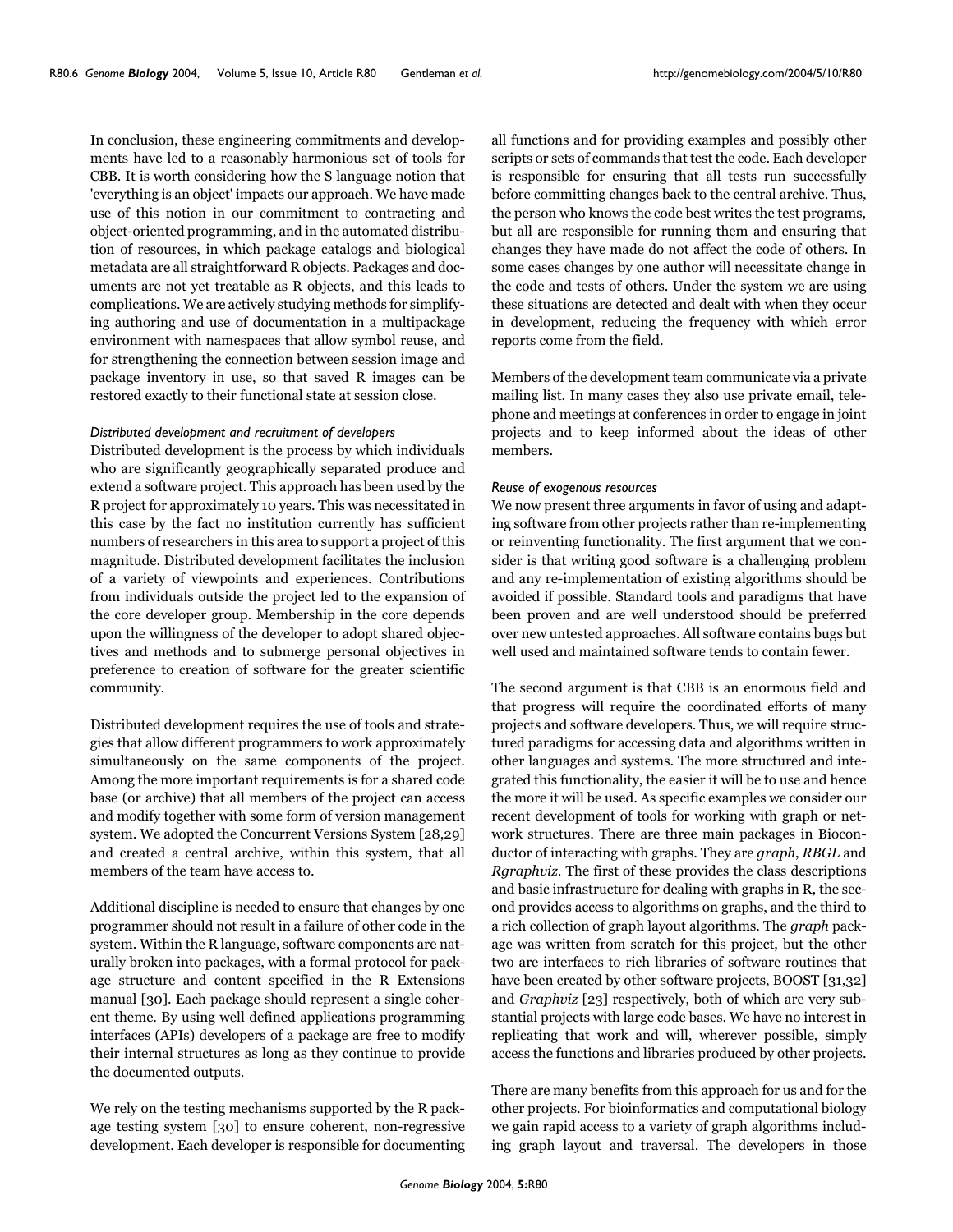In conclusion, these engineering commitments and developments have led to a reasonably harmonious set of tools for CBB. It is worth considering how the S language notion that 'everything is an object' impacts our approach. We have made use of this notion in our commitment to contracting and object-oriented programming, and in the automated distribution of resources, in which package catalogs and biological metadata are all straightforward R objects. Packages and documents are not yet treatable as R objects, and this leads to complications. We are actively studying methods for simplifying authoring and use of documentation in a multipackage environment with namespaces that allow symbol reuse, and for strengthening the connection between session image and package inventory in use, so that saved R images can be restored exactly to their functional state at session close.

#### *Distributed development and recruitment of developers*

Distributed development is the process by which individuals who are significantly geographically separated produce and extend a software project. This approach has been used by the R project for approximately 10 years. This was necessitated in this case by the fact no institution currently has sufficient numbers of researchers in this area to support a project of this magnitude. Distributed development facilitates the inclusion of a variety of viewpoints and experiences. Contributions from individuals outside the project led to the expansion of the core developer group. Membership in the core depends upon the willingness of the developer to adopt shared objectives and methods and to submerge personal objectives in preference to creation of software for the greater scientific community.

Distributed development requires the use of tools and strategies that allow different programmers to work approximately simultaneously on the same components of the project. Among the more important requirements is for a shared code base (or archive) that all members of the project can access and modify together with some form of version management system. We adopted the Concurrent Versions System [28,29] and created a central archive, within this system, that all members of the team have access to.

Additional discipline is needed to ensure that changes by one programmer should not result in a failure of other code in the system. Within the R language, software components are naturally broken into packages, with a formal protocol for package structure and content specified in the R Extensions manual [30]. Each package should represent a single coherent theme. By using well defined applications programming interfaces (APIs) developers of a package are free to modify their internal structures as long as they continue to provide the documented outputs.

We rely on the testing mechanisms supported by the R package testing system [30] to ensure coherent, non-regressive development. Each developer is responsible for documenting all functions and for providing examples and possibly other scripts or sets of commands that test the code. Each developer is responsible for ensuring that all tests run successfully before committing changes back to the central archive. Thus, the person who knows the code best writes the test programs, but all are responsible for running them and ensuring that changes they have made do not affect the code of others. In some cases changes by one author will necessitate change in the code and tests of others. Under the system we are using these situations are detected and dealt with when they occur in development, reducing the frequency with which error reports come from the field.

Members of the development team communicate via a private mailing list. In many cases they also use private email, telephone and meetings at conferences in order to engage in joint projects and to keep informed about the ideas of other members.

#### *Reuse of exogenous resources*

We now present three arguments in favor of using and adapting software from other projects rather than re-implementing or reinventing functionality. The first argument that we consider is that writing good software is a challenging problem and any re-implementation of existing algorithms should be avoided if possible. Standard tools and paradigms that have been proven and are well understood should be preferred over new untested approaches. All software contains bugs but well used and maintained software tends to contain fewer.

The second argument is that CBB is an enormous field and that progress will require the coordinated efforts of many projects and software developers. Thus, we will require structured paradigms for accessing data and algorithms written in other languages and systems. The more structured and integrated this functionality, the easier it will be to use and hence the more it will be used. As specific examples we consider our recent development of tools for working with graph or network structures. There are three main packages in Bioconductor of interacting with graphs. They are *graph*, *RBGL* and *Rgraphviz*. The first of these provides the class descriptions and basic infrastructure for dealing with graphs in R, the second provides access to algorithms on graphs, and the third to a rich collection of graph layout algorithms. The *graph* package was written from scratch for this project, but the other two are interfaces to rich libraries of software routines that have been created by other software projects, BOOST [31,32] and *Graphviz* [23] respectively, both of which are very substantial projects with large code bases. We have no interest in replicating that work and will, wherever possible, simply access the functions and libraries produced by other projects.

There are many benefits from this approach for us and for the other projects. For bioinformatics and computational biology we gain rapid access to a variety of graph algorithms including graph layout and traversal. The developers in those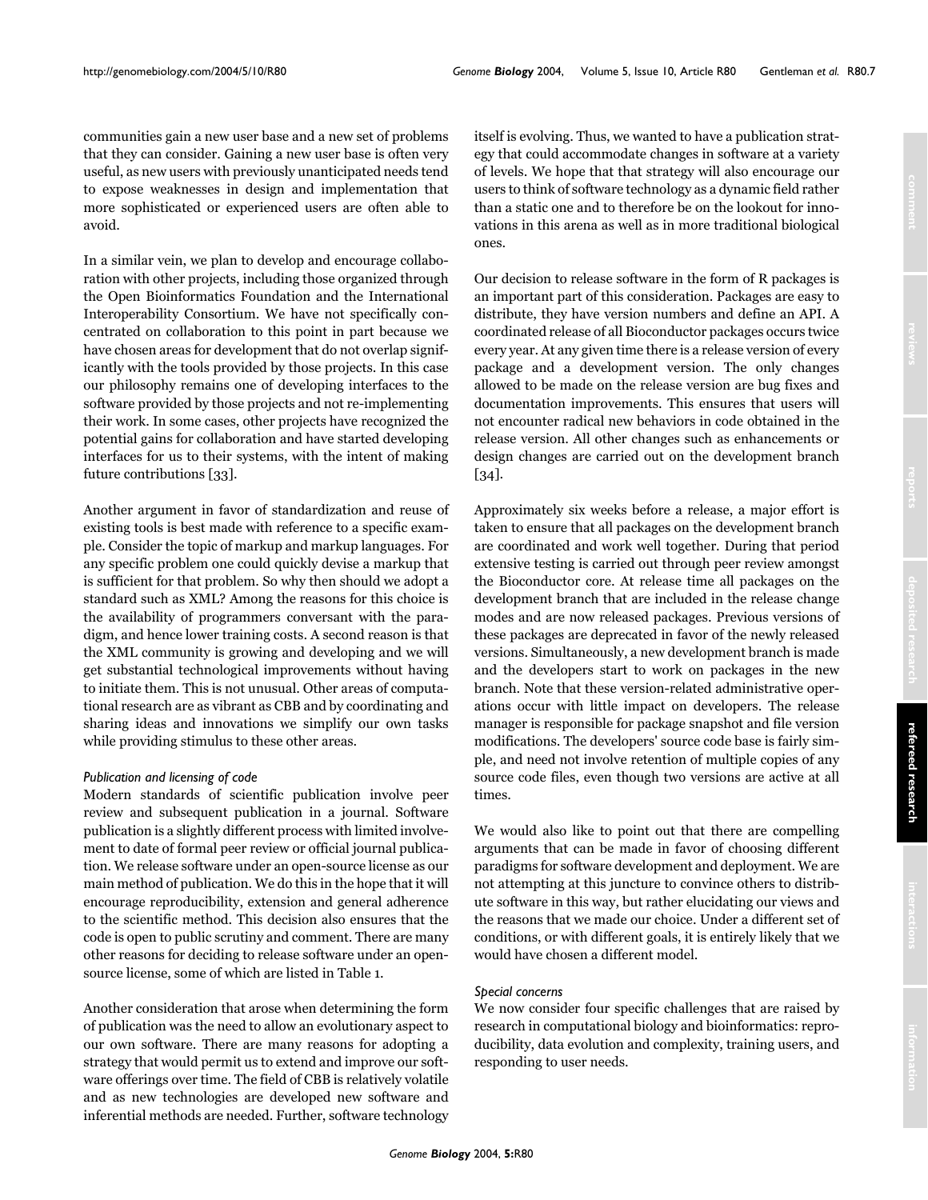communities gain a new user base and a new set of problems that they can consider. Gaining a new user base is often very useful, as new users with previously unanticipated needs tend to expose weaknesses in design and implementation that more sophisticated or experienced users are often able to avoid.

In a similar vein, we plan to develop and encourage collaboration with other projects, including those organized through the Open Bioinformatics Foundation and the International Interoperability Consortium. We have not specifically concentrated on collaboration to this point in part because we have chosen areas for development that do not overlap significantly with the tools provided by those projects. In this case our philosophy remains one of developing interfaces to the software provided by those projects and not re-implementing their work. In some cases, other projects have recognized the potential gains for collaboration and have started developing interfaces for us to their systems, with the intent of making future contributions [33].

Another argument in favor of standardization and reuse of existing tools is best made with reference to a specific example. Consider the topic of markup and markup languages. For any specific problem one could quickly devise a markup that is sufficient for that problem. So why then should we adopt a standard such as XML? Among the reasons for this choice is the availability of programmers conversant with the paradigm, and hence lower training costs. A second reason is that the XML community is growing and developing and we will get substantial technological improvements without having to initiate them. This is not unusual. Other areas of computational research are as vibrant as CBB and by coordinating and sharing ideas and innovations we simplify our own tasks while providing stimulus to these other areas.

### *Publication and licensing of code*

Modern standards of scientific publication involve peer review and subsequent publication in a journal. Software publication is a slightly different process with limited involvement to date of formal peer review or official journal publication. We release software under an open-source license as our main method of publication. We do this in the hope that it will encourage reproducibility, extension and general adherence to the scientific method. This decision also ensures that the code is open to public scrutiny and comment. There are many other reasons for deciding to release software under an open-source license, some of which are listed in Table 1.

Another consideration that arose when determining the form of publication was the need to allow an evolutionary aspect to our own software. There are many reasons for adopting a strategy that would permit us to extend and improve our software offerings over time. The field of CBB is relatively volatile and as new technologies are developed new software and inferential methods are needed. Further, software technology itself is evolving. Thus, we wanted to have a publication strategy that could accommodate changes in software at a variety of levels. We hope that that strategy will also encourage our users to think of software technology as a dynamic field rather than a static one and to therefore be on the lookout for innovations in this arena as well as in more traditional biological ones.

Our decision to release software in the form of R packages is an important part of this consideration. Packages are easy to distribute, they have version numbers and define an API. A coordinated release of all Bioconductor packages occurs twice every year. At any given time there is a release version of every package and a development version. The only changes allowed to be made on the release version are bug fixes and documentation improvements. This ensures that users will not encounter radical new behaviors in code obtained in the release version. All other changes such as enhancements or design changes are carried out on the development branch [34].

Approximately six weeks before a release, a major effort is taken to ensure that all packages on the development branch are coordinated and work well together. During that period extensive testing is carried out through peer review amongst the Bioconductor core. At release time all packages on the development branch that are included in the release change modes and are now released packages. Previous versions of these packages are deprecated in favor of the newly released versions. Simultaneously, a new development branch is made and the developers start to work on packages in the new branch. Note that these version-related administrative operations occur with little impact on developers. The release manager is responsible for package snapshot and file version modifications. The developers' source code base is fairly simple, and need not involve retention of multiple copies of any source code files, even though two versions are active at all times.

We would also like to point out that there are compelling arguments that can be made in favor of choosing different paradigms for software development and deployment. We are not attempting at this juncture to convince others to distribute software in this way, but rather elucidating our views and the reasons that we made our choice. Under a different set of conditions, or with different goals, it is entirely likely that we would have chosen a different model.

### *Special concerns*

We now consider four specific challenges that are raised by research in computational biology and bioinformatics: reproducibility, data evolution and complexity, training users, and responding to user needs.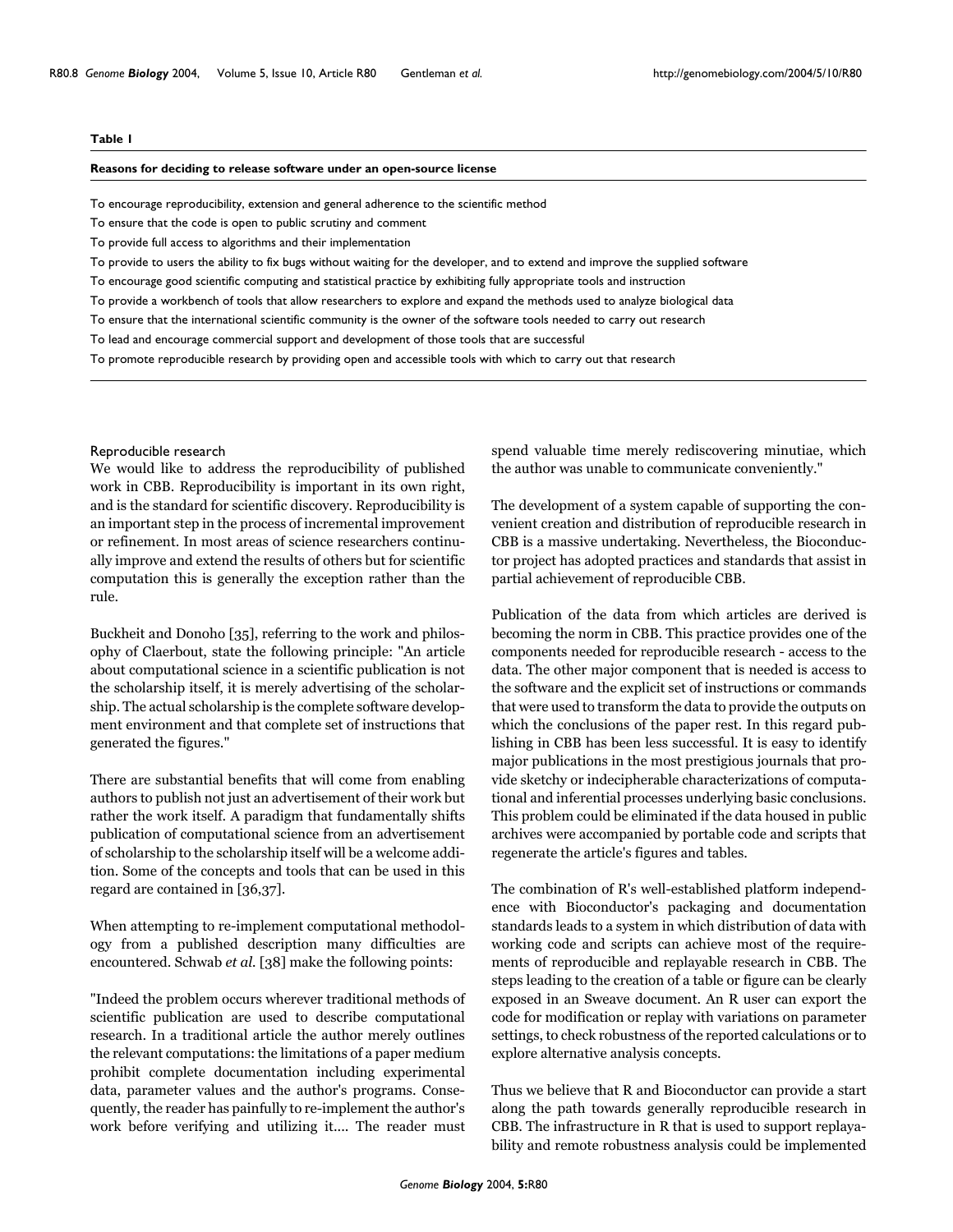**Table 1**

**Reasons for deciding to release software under an open-source license**

| Reasons for deciding to release software under an open-source license |
| --- |
| To encourage reproducibility, extension and general adherence to the scientific method |
| To ensure that the code is open to public scrutiny and comment |
| To provide full access to algorithms and their implementation |
| To provide to users the ability to fix bugs without waiting for the developer, and to extend and improve the supplied software |
| To encourage good scientific computing and statistical practice by exhibiting fully appropriate tools and instruction |
| To provide a workbench of tools that allow researchers to explore and expand the methods used to analyze biological data |
| To ensure that the international scientific community is the owner of the software tools needed to carry out research |
| To lead and encourage commercial support and development of those tools that are successful |
| To promote reproducible research by providing open and accessible tools with which to carry out that research |

### Reproducible research

We would like to address the reproducibility of published work in CBB. Reproducibility is important in its own right, and is the standard for scientific discovery. Reproducibility is an important step in the process of incremental improvement or refinement. In most areas of science researchers continually improve and extend the results of others but for scientific computation this is generally the exception rather than the rule.

Buckheit and Donoho [35], referring to the work and philosophy of Claerbout, state the following principle: "An article about computational science in a scientific publication is not the scholarship itself, it is merely advertising of the scholarship. The actual scholarship is the complete software development environment and that complete set of instructions that generated the figures."

There are substantial benefits that will come from enabling authors to publish not just an advertisement of their work but rather the work itself. A paradigm that fundamentally shifts publication of computational science from an advertisement of scholarship to the scholarship itself will be a welcome addition. Some of the concepts and tools that can be used in this regard are contained in [36,37].

When attempting to re-implement computational methodology from a published description many difficulties are encountered. Schwab *et al.* [38] make the following points:

"Indeed the problem occurs wherever traditional methods of scientific publication are used to describe computational research. In a traditional article the author merely outlines the relevant computations: the limitations of a paper medium prohibit complete documentation including experimental data, parameter values and the author's programs. Consequently, the reader has painfully to re-implement the author's work before verifying and utilizing it.... The reader must spend valuable time merely rediscovering minutiae, which the author was unable to communicate conveniently."

The development of a system capable of supporting the convenient creation and distribution of reproducible research in CBB is a massive undertaking. Nevertheless, the Bioconductor project has adopted practices and standards that assist in partial achievement of reproducible CBB.

Publication of the data from which articles are derived is becoming the norm in CBB. This practice provides one of the components needed for reproducible research - access to the data. The other major component that is needed is access to the software and the explicit set of instructions or commands that were used to transform the data to provide the outputs on which the conclusions of the paper rest. In this regard publishing in CBB has been less successful. It is easy to identify major publications in the most prestigious journals that provide sketchy or indecipherable characterizations of computational and inferential processes underlying basic conclusions. This problem could be eliminated if the data housed in public archives were accompanied by portable code and scripts that regenerate the article's figures and tables.

The combination of R's well-established platform independence with Bioconductor's packaging and documentation standards leads to a system in which distribution of data with working code and scripts can achieve most of the requirements of reproducible and replayable research in CBB. The steps leading to the creation of a table or figure can be clearly exposed in an Sweave document. An R user can export the code for modification or replay with variations on parameter settings, to check robustness of the reported calculations or to explore alternative analysis concepts.

Thus we believe that R and Bioconductor can provide a start along the path towards generally reproducible research in CBB. The infrastructure in R that is used to support replayability and remote robustness analysis could be implemented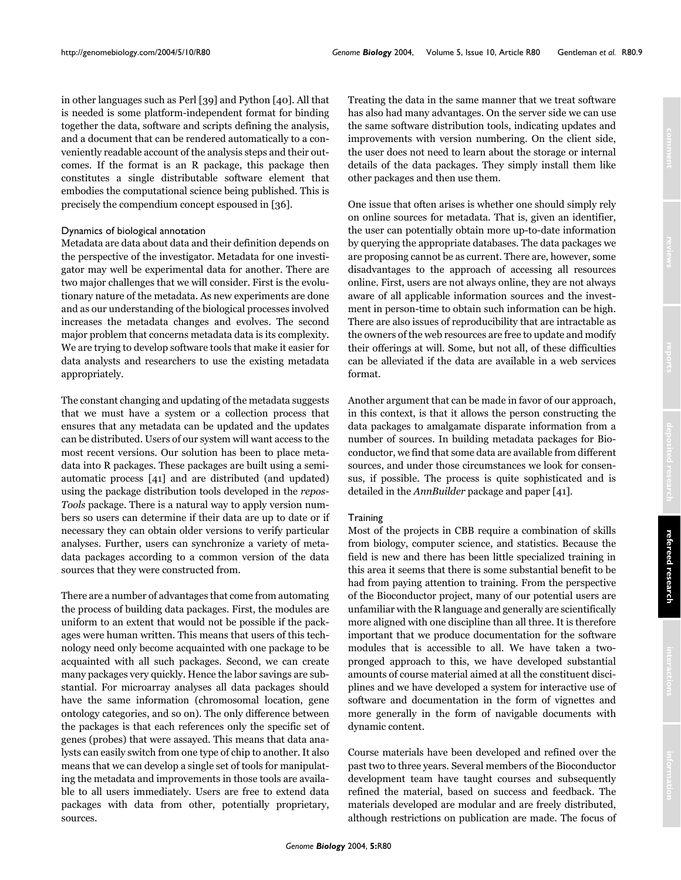in other languages such as Perl [39] and Python [40]. All that is needed is some platform-independent format for binding together the data, software and scripts defining the analysis, and a document that can be rendered automatically to a conveniently readable account of the analysis steps and their outcomes. If the format is an R package, this package then constitutes a single distributable software element that embodies the computational science being published. This is precisely the compendium concept espoused in [36].

### Dynamics of biological annotation

Metadata are data about data and their definition depends on the perspective of the investigator. Metadata for one investigator may well be experimental data for another. There are two major challenges that we will consider. First is the evolutionary nature of the metadata. As new experiments are done and as our understanding of the biological processes involved increases the metadata changes and evolves. The second major problem that concerns metadata data is its complexity. We are trying to develop software tools that make it easier for data analysts and researchers to use the existing metadata appropriately.

The constant changing and updating of the metadata suggests that we must have a system or a collection process that ensures that any metadata can be updated and the updates can be distributed. Users of our system will want access to the most recent versions. Our solution has been to place metadata into R packages. These packages are built using a semi-automatic process [41] and are distributed (and updated) using the package distribution tools developed in the *reposTools* package. There is a natural way to apply version numbers so users can determine if their data are up to date or if necessary they can obtain older versions to verify particular analyses. Further, users can synchronize a variety of metadata packages according to a common version of the data sources that they were constructed from.

There are a number of advantages that come from automating the process of building data packages. First, the modules are uniform to an extent that would not be possible if the packages were human written. This means that users of this technology need only become acquainted with one package to be acquainted with all such packages. Second, we can create many packages very quickly. Hence the labor savings are substantial. For microarray analyses all data packages should have the same information (chromosomal location, gene ontology categories, and so on). The only difference between the packages is that each references only the specific set of genes (probes) that were assayed. This means that data analysts can easily switch from one type of chip to another. It also means that we can develop a single set of tools for manipulating the metadata and improvements in those tools are available to all users immediately. Users are free to extend data packages with data from other, potentially proprietary, sources.

Treating the data in the same manner that we treat software has also had many advantages. On the server side we can use the same software distribution tools, indicating updates and improvements with version numbering. On the client side, the user does not need to learn about the storage or internal details of the data packages. They simply install them like other packages and then use them.

One issue that often arises is whether one should simply rely on online sources for metadata. That is, given an identifier, the user can potentially obtain more up-to-date information by querying the appropriate databases. The data packages we are proposing cannot be as current. There are, however, some disadvantages to the approach of accessing all resources online. First, users are not always online, they are not always aware of all applicable information sources and the investment in person-time to obtain such information can be high. There are also issues of reproducibility that are intractable as the owners of the web resources are free to update and modify their offerings at will. Some, but not all, of these difficulties can be alleviated if the data are available in a web services format.

Another argument that can be made in favor of our approach, in this context, is that it allows the person constructing the data packages to amalgamate disparate information from a number of sources. In building metadata packages for Bioconductor, we find that some data are available from different sources, and under those circumstances we look for consensus, if possible. The process is quite sophisticated and is detailed in the *AnnBuilder* package and paper [41].

### Training

Most of the projects in CBB require a combination of skills from biology, computer science, and statistics. Because the field is new and there has been little specialized training in this area it seems that there is some substantial benefit to be had from paying attention to training. From the perspective of the Bioconductor project, many of our potential users are unfamiliar with the R language and generally are scientifically more aligned with one discipline than all three. It is therefore important that we produce documentation for the software modules that is accessible to all. We have taken a two-pronged approach to this, we have developed substantial amounts of course material aimed at all the constituent disciplines and we have developed a system for interactive use of software and documentation in the form of vignettes and more generally in the form of navigable documents with dynamic content.

Course materials have been developed and refined over the past two to three years. Several members of the Bioconductor development team have taught courses and subsequently refined the material, based on success and feedback. The materials developed are modular and are freely distributed, although restrictions on publication are made. The focus of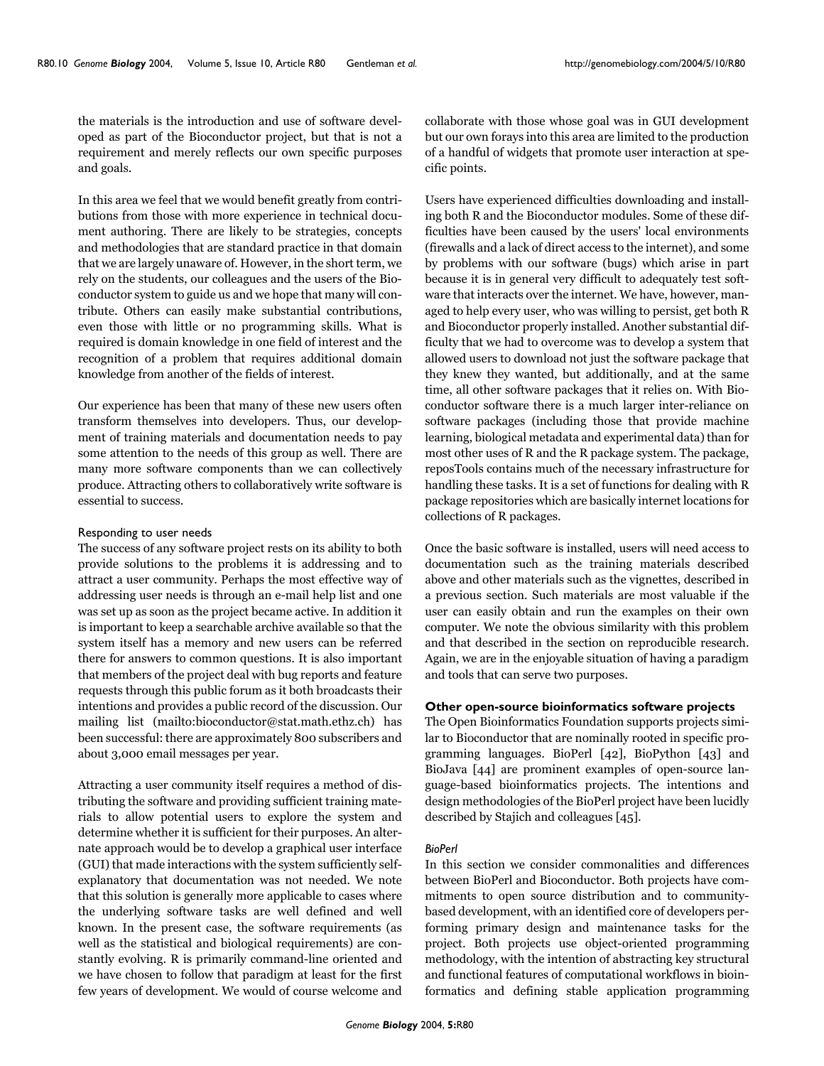the materials is the introduction and use of software developed as part of the Bioconductor project, but that is not a requirement and merely reflects our own specific purposes and goals.

In this area we feel that we would benefit greatly from contributions from those with more experience in technical document authoring. There are likely to be strategies, concepts and methodologies that are standard practice in that domain that we are largely unaware of. However, in the short term, we rely on the students, our colleagues and the users of the Bioconductor system to guide us and we hope that many will contribute. Others can easily make substantial contributions, even those with little or no programming skills. What is required is domain knowledge in one field of interest and the recognition of a problem that requires additional domain knowledge from another of the fields of interest.

Our experience has been that many of these new users often transform themselves into developers. Thus, our development of training materials and documentation needs to pay some attention to the needs of this group as well. There are many more software components than we can collectively produce. Attracting others to collaboratively write software is essential to success.

#### Responding to user needs

The success of any software project rests on its ability to both provide solutions to the problems it is addressing and to attract a user community. Perhaps the most effective way of addressing user needs is through an e-mail help list and one was set up as soon as the project became active. In addition it is important to keep a searchable archive available so that the system itself has a memory and new users can be referred there for answers to common questions. It is also important that members of the project deal with bug reports and feature requests through this public forum as it both broadcasts their intentions and provides a public record of the discussion. Our mailing list (mailto:bioconductor@stat.math.ethz.ch) has been successful: there are approximately 800 subscribers and about 3,000 email messages per year.

Attracting a user community itself requires a method of distributing the software and providing sufficient training materials to allow potential users to explore the system and determine whether it is sufficient for their purposes. An alternate approach would be to develop a graphical user interface (GUI) that made interactions with the system sufficiently self-explanatory that documentation was not needed. We note that this solution is generally more applicable to cases where the underlying software tasks are well defined and well known. In the present case, the software requirements (as well as the statistical and biological requirements) are constantly evolving. R is primarily command-line oriented and we have chosen to follow that paradigm at least for the first few years of development. We would of course welcome and collaborate with those whose goal was in GUI development but our own forays into this area are limited to the production of a handful of widgets that promote user interaction at specific points.

Users have experienced difficulties downloading and installing both R and the Bioconductor modules. Some of these difficulties have been caused by the users' local environments (firewalls and a lack of direct access to the internet), and some by problems with our software (bugs) which arise in part because it is in general very difficult to adequately test software that interacts over the internet. We have, however, managed to help every user, who was willing to persist, get both R and Bioconductor properly installed. Another substantial difficulty that we had to overcome was to develop a system that allowed users to download not just the software package that they knew they wanted, but additionally, and at the same time, all other software packages that it relies on. With Bioconductor software there is a much larger inter-reliance on software packages (including those that provide machine learning, biological metadata and experimental data) than for most other uses of R and the R package system. The package, reposTools contains much of the necessary infrastructure for handling these tasks. It is a set of functions for dealing with R package repositories which are basically internet locations for collections of R packages.

Once the basic software is installed, users will need access to documentation such as the training materials described above and other materials such as the vignettes, described in a previous section. Such materials are most valuable if the user can easily obtain and run the examples on their own computer. We note the obvious similarity with this problem and that described in the section on reproducible research. Again, we are in the enjoyable situation of having a paradigm and tools that can serve two purposes.

### Other open-source bioinformatics software projects

The Open Bioinformatics Foundation supports projects similar to Bioconductor that are nominally rooted in specific programming languages. BioPerl [42], BioPython [43] and BioJava [44] are prominent examples of open-source language-based bioinformatics projects. The intentions and design methodologies of the BioPerl project have been lucidly described by Stajich and colleagues [45].

#### *BioPerl*

In this section we consider commonalities and differences between BioPerl and Bioconductor. Both projects have commitments to open source distribution and to community-based development, with an identified core of developers performing primary design and maintenance tasks for the project. Both projects use object-oriented programming methodology, with the intention of abstracting key structural and functional features of computational workflows in bioinformatics and defining stable application programming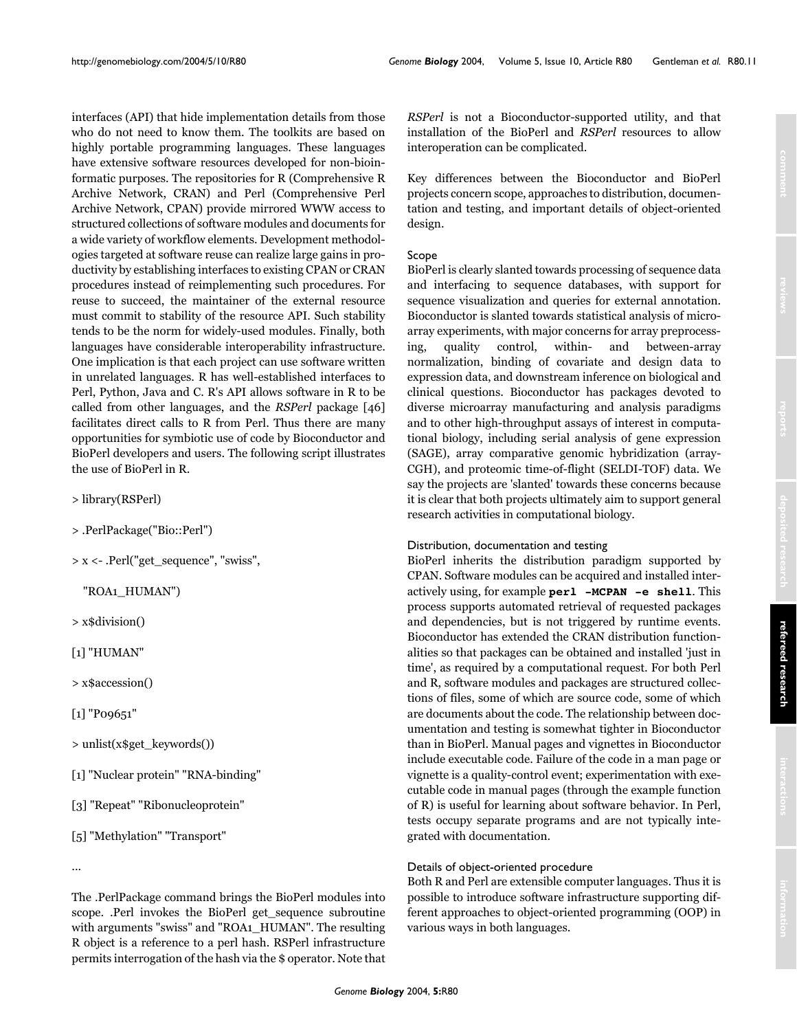interfaces (API) that hide implementation details from those who do not need to know them. The toolkits are based on highly portable programming languages. These languages have extensive software resources developed for non-bioinformatic purposes. The repositories for R (Comprehensive R Archive Network, CRAN) and Perl (Comprehensive Perl Archive Network, CPAN) provide mirrored WWW access to structured collections of software modules and documents for a wide variety of workflow elements. Development methodologies targeted at software reuse can realize large gains in productivity by establishing interfaces to existing CPAN or CRAN procedures instead of reimplementing such procedures. For reuse to succeed, the maintainer of the external resource must commit to stability of the resource API. Such stability tends to be the norm for widely-used modules. Finally, both languages have considerable interoperability infrastructure. One implication is that each project can use software written in unrelated languages. R has well-established interfaces to Perl, Python, Java and C. R's API allows software in R to be called from other languages, and the *RSPerl* package [46] facilitates direct calls to R from Perl. Thus there are many opportunities for symbiotic use of code by Bioconductor and BioPerl developers and users. The following script illustrates the use of BioPerl in R.

```
> library(RSPerl)

> .PerlPackage("Bio::Perl")

> x <- .Perl("get_sequence", "swiss",

  "ROA1_HUMAN")

> x$division()

[1] "HUMAN"

> x$accession()

[1] "P09651"

> unlist(x$get_keywords())

[1] "Nuclear protein" "RNA-binding"

[3] "Repeat" "Ribonucleoprotein"

[5] "Methylation" "Transport"

...
```

The .PerlPackage command brings the BioPerl modules into scope. .Perl invokes the BioPerl get_sequence subroutine with arguments "swiss" and "ROA1_HUMAN". The resulting R object is a reference to a perl hash. RSPerl infrastructure permits interrogation of the hash via the $ operator. Note that *RSPerl* is not a Bioconductor-supported utility, and that installation of the BioPerl and *RSPerl* resources to allow interoperation can be complicated.

Key differences between the Bioconductor and BioPerl projects concern scope, approaches to distribution, documentation and testing, and important details of object-oriented design.

### Scope

BioPerl is clearly slanted towards processing of sequence data and interfacing to sequence databases, with support for sequence visualization and queries for external annotation. Bioconductor is slanted towards statistical analysis of microarray experiments, with major concerns for array preprocessing, quality control, within- and between-array normalization, binding of covariate and design data to expression data, and downstream inference on biological and clinical questions. Bioconductor has packages devoted to diverse microarray manufacturing and analysis paradigms and to other high-throughput assays of interest in computational biology, including serial analysis of gene expression (SAGE), array comparative genomic hybridization (array-CGH), and proteomic time-of-flight (SELDI-TOF) data. We say the projects are 'slanted' towards these concerns because it is clear that both projects ultimately aim to support general research activities in computational biology.

### Distribution, documentation and testing

BioPerl inherits the distribution paradigm supported by CPAN. Software modules can be acquired and installed interactively using, for example **`perl -MCPAN -e shell`**. This process supports automated retrieval of requested packages and dependencies, but is not triggered by runtime events. Bioconductor has extended the CRAN distribution functionalities so that packages can be obtained and installed 'just in time', as required by a computational request. For both Perl and R, software modules and packages are structured collections of files, some of which are source code, some of which are documents about the code. The relationship between documentation and testing is somewhat tighter in Bioconductor than in BioPerl. Manual pages and vignettes in Bioconductor include executable code. Failure of the code in a man page or vignette is a quality-control event; experimentation with executable code in manual pages (through the example function of R) is useful for learning about software behavior. In Perl, tests occupy separate programs and are not typically integrated with documentation.

### Details of object-oriented procedure

Both R and Perl are extensible computer languages. Thus it is possible to introduce software infrastructure supporting different approaches to object-oriented programming (OOP) in various ways in both languages.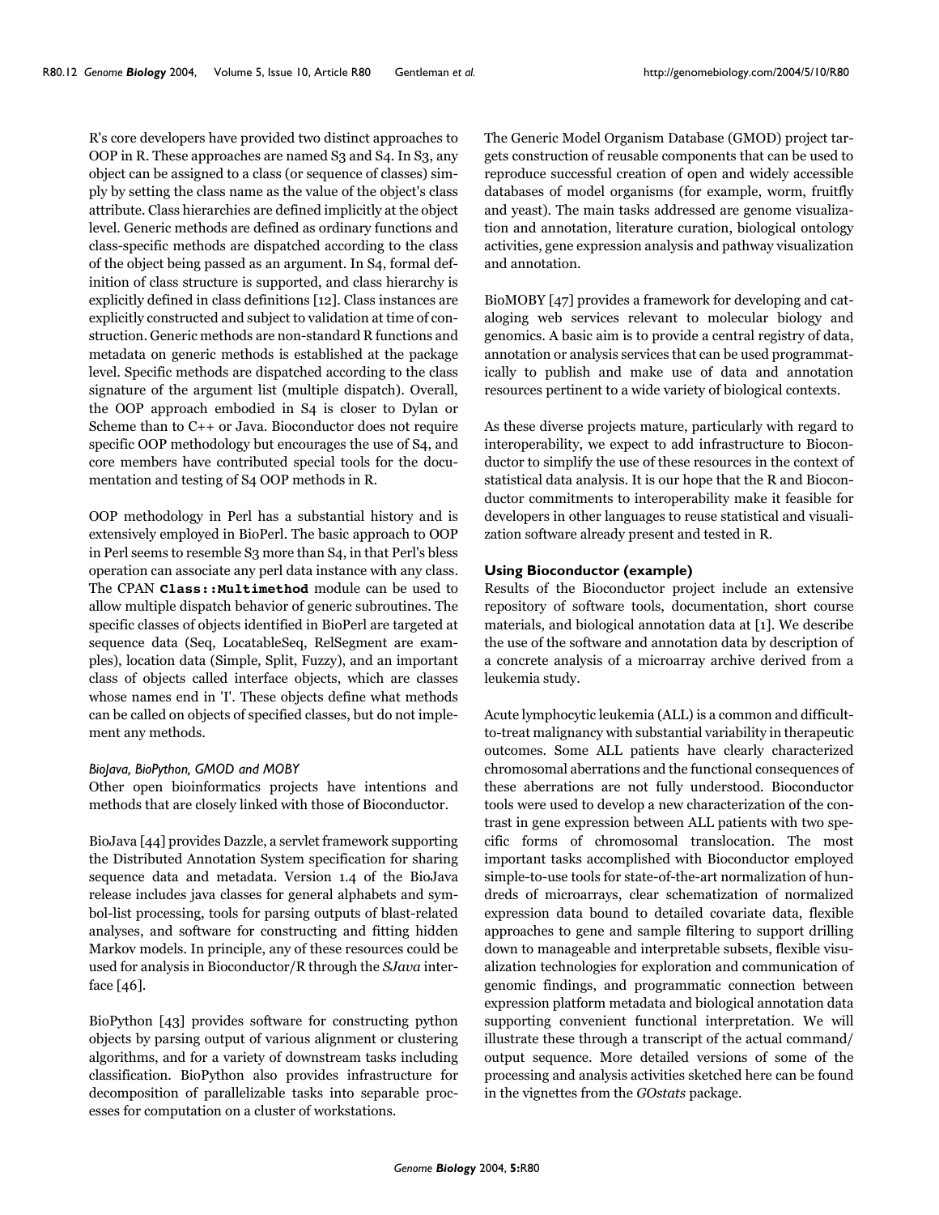R's core developers have provided two distinct approaches to OOP in R. These approaches are named S3 and S4. In S3, any object can be assigned to a class (or sequence of classes) simply by setting the class name as the value of the object's class attribute. Class hierarchies are defined implicitly at the object level. Generic methods are defined as ordinary functions and class-specific methods are dispatched according to the class of the object being passed as an argument. In S4, formal definition of class structure is supported, and class hierarchy is explicitly defined in class definitions [12]. Class instances are explicitly constructed and subject to validation at time of construction. Generic methods are non-standard R functions and metadata on generic methods is established at the package level. Specific methods are dispatched according to the class signature of the argument list (multiple dispatch). Overall, the OOP approach embodied in S4 is closer to Dylan or Scheme than to C++ or Java. Bioconductor does not require specific OOP methodology but encourages the use of S4, and core members have contributed special tools for the documentation and testing of S4 OOP methods in R.

OOP methodology in Perl has a substantial history and is extensively employed in BioPerl. The basic approach to OOP in Perl seems to resemble S3 more than S4, in that Perl's bless operation can associate any perl data instance with any class. The CPAN **`Class::Multimethod`** module can be used to allow multiple dispatch behavior of generic subroutines. The specific classes of objects identified in BioPerl are targeted at sequence data (Seq, LocatableSeq, RelSegment are examples), location data (Simple, Split, Fuzzy), and an important class of objects called interface objects, which are classes whose names end in 'I'. These objects define what methods can be called on objects of specified classes, but do not implement any methods.

### *BioJava, BioPython, GMOD and MOBY*

Other open bioinformatics projects have intentions and methods that are closely linked with those of Bioconductor.

BioJava [44] provides Dazzle, a servlet framework supporting the Distributed Annotation System specification for sharing sequence data and metadata. Version 1.4 of the BioJava release includes java classes for general alphabets and symbol-list processing, tools for parsing outputs of blast-related analyses, and software for constructing and fitting hidden Markov models. In principle, any of these resources could be used for analysis in Bioconductor/R through the *SJava* interface [46].

BioPython [43] provides software for constructing python objects by parsing output of various alignment or clustering algorithms, and for a variety of downstream tasks including classification. BioPython also provides infrastructure for decomposition of parallelizable tasks into separable processes for computation on a cluster of workstations.

The Generic Model Organism Database (GMOD) project targets construction of reusable components that can be used to reproduce successful creation of open and widely accessible databases of model organisms (for example, worm, fruitfly and yeast). The main tasks addressed are genome visualization and annotation, literature curation, biological ontology activities, gene expression analysis and pathway visualization and annotation.

BioMOBY [47] provides a framework for developing and cataloging web services relevant to molecular biology and genomics. A basic aim is to provide a central registry of data, annotation or analysis services that can be used programmatically to publish and make use of data and annotation resources pertinent to a wide variety of biological contexts.

As these diverse projects mature, particularly with regard to interoperability, we expect to add infrastructure to Bioconductor to simplify the use of these resources in the context of statistical data analysis. It is our hope that the R and Bioconductor commitments to interoperability make it feasible for developers in other languages to reuse statistical and visualization software already present and tested in R.

## Using Bioconductor (example)

Results of the Bioconductor project include an extensive repository of software tools, documentation, short course materials, and biological annotation data at [1]. We describe the use of the software and annotation data by description of a concrete analysis of a microarray archive derived from a leukemia study.

Acute lymphocytic leukemia (ALL) is a common and difficult-to-treat malignancy with substantial variability in therapeutic outcomes. Some ALL patients have clearly characterized chromosomal aberrations and the functional consequences of these aberrations are not fully understood. Bioconductor tools were used to develop a new characterization of the contrast in gene expression between ALL patients with two specific forms of chromosomal translocation. The most important tasks accomplished with Bioconductor employed simple-to-use tools for state-of-the-art normalization of hundreds of microarrays, clear schematization of normalized expression data bound to detailed covariate data, flexible approaches to gene and sample filtering to support drilling down to manageable and interpretable subsets, flexible visualization technologies for exploration and communication of genomic findings, and programmatic connection between expression platform metadata and biological annotation data supporting convenient functional interpretation. We will illustrate these through a transcript of the actual command/output sequence. More detailed versions of some of the processing and analysis activities sketched here can be found in the vignettes from the *GOstats* package.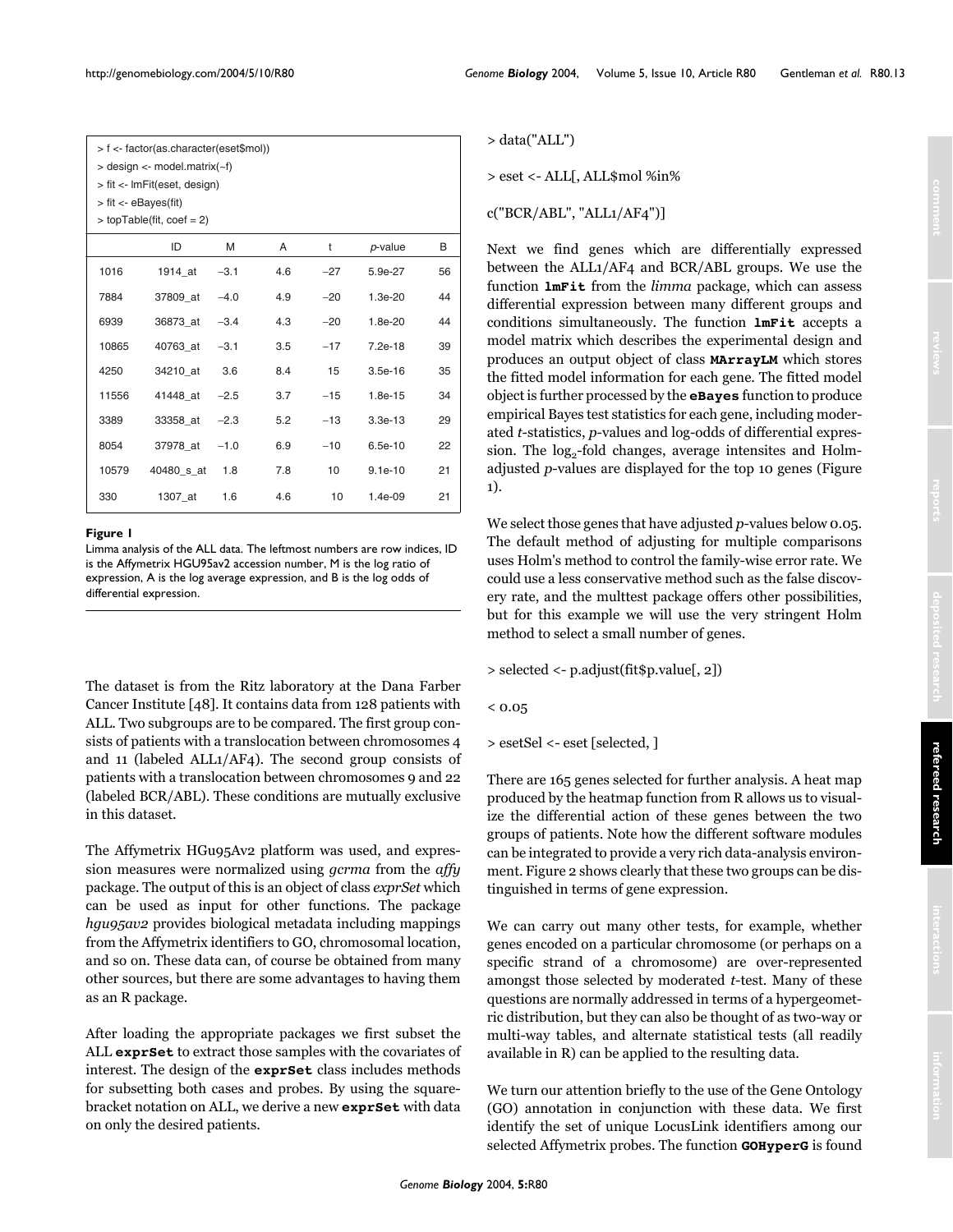```
> f <- factor(as.character(eset$mol))
> design <- model.matrix(~f)
> fit <- lmFit(eset, design)
> fit <- eBayes(fit)
> topTable(fit, coef = 2)
```

| | ID | M | A | t | *p*-value | B |
|---|---|---|---|---|---|---|
| 1016 | 1914_at | −3.1 | 4.6 | −27 | 5.9e-27 | 56 |
| 7884 | 37809_at | −4.0 | 4.9 | −20 | 1.3e-20 | 44 |
| 6939 | 36873_at | −3.4 | 4.3 | −20 | 1.8e-20 | 44 |
| 10865 | 40763_at | −3.1 | 3.5 | −17 | 7.2e-18 | 39 |
| 4250 | 34210_at | 3.6 | 8.4 | 15 | 3.5e-16 | 35 |
| 11556 | 41448_at | −2.5 | 3.7 | −15 | 1.8e-15 | 34 |
| 3389 | 33358_at | −2.3 | 5.2 | −13 | 3.3e-13 | 29 |
| 8054 | 37978_at | −1.0 | 6.9 | −10 | 6.5e-10 | 22 |
| 10579 | 40480_s_at | 1.8 | 7.8 | 10 | 9.1e-10 | 21 |
| 330 | 1307_at | 1.6 | 4.6 | 10 | 1.4e-09 | 21 |

**Figure 1**

Limma analysis of the ALL data. The leftmost numbers are row indices, ID is the Affymetrix HGU95Av2 accession number, M is the log ratio of expression, A is the log average expression, and B is the log odds of differential expression.

The dataset is from the Ritz laboratory at the Dana Farber Cancer Institute [48]. It contains data from 128 patients with ALL. Two subgroups are to be compared. The first group consists of patients with a translocation between chromosomes 4 and 11 (labeled ALL1/AF4). The second group consists of patients with a translocation between chromosomes 9 and 22 (labeled BCR/ABL). These conditions are mutually exclusive in this dataset.

The Affymetrix HGu95Av2 platform was used, and expression measures were normalized using *gcrma* from the *affy* package. The output of this is an object of class *exprSet* which can be used as input for other functions. The package *hgu95av2* provides biological metadata including mappings from the Affymetrix identifiers to GO, chromosomal location, and so on. These data can, of course be obtained from many other sources, but there are some advantages to having them as an R package.

After loading the appropriate packages we first subset the ALL **exprSet** to extract those samples with the covariates of interest. The design of the **exprSet** class includes methods for subsetting both cases and probes. By using the square-bracket notation on ALL, we derive a new **exprSet** with data on only the desired patients.

> data("ALL")

> eset <- ALL[, ALL$mol %in%

c("BCR/ABL", "ALL1/AF4")]

Next we find genes which are differentially expressed between the ALL1/AF4 and BCR/ABL groups. We use the function **lmFit** from the *limma* package, which can assess differential expression between many different groups and conditions simultaneously. The function **lmFit** accepts a model matrix which describes the experimental design and produces an output object of class **MArrayLM** which stores the fitted model information for each gene. The fitted model object is further processed by the **eBayes** function to produce empirical Bayes test statistics for each gene, including moderated *t*-statistics, *p*-values and log-odds of differential expression. The $\log_2$-fold changes, average intensites and Holm-adjusted *p*-values are displayed for the top 10 genes (Figure 1).

We select those genes that have adjusted *p*-values below 0.05. The default method of adjusting for multiple comparisons uses Holm's method to control the family-wise error rate. We could use a less conservative method such as the false discovery rate, and the multtest package offers other possibilities, but for this example we will use the very stringent Holm method to select a small number of genes.

> selected <- p.adjust(fit$p.value[, 2])

< 0.05

> esetSel <- eset [selected, ]

There are 165 genes selected for further analysis. A heat map produced by the heatmap function from R allows us to visualize the differential action of these genes between the two groups of patients. Note how the different software modules can be integrated to provide a very rich data-analysis environment. Figure 2 shows clearly that these two groups can be distinguished in terms of gene expression.

We can carry out many other tests, for example, whether genes encoded on a particular chromosome (or perhaps on a specific strand of a chromosome) are over-represented amongst those selected by moderated *t*-test. Many of these questions are normally addressed in terms of a hypergeometric distribution, but they can also be thought of as two-way or multi-way tables, and alternate statistical tests (all readily available in R) can be applied to the resulting data.

We turn our attention briefly to the use of the Gene Ontology (GO) annotation in conjunction with these data. We first identify the set of unique LocusLink identifiers among our selected Affymetrix probes. The function **GOHyperG** is found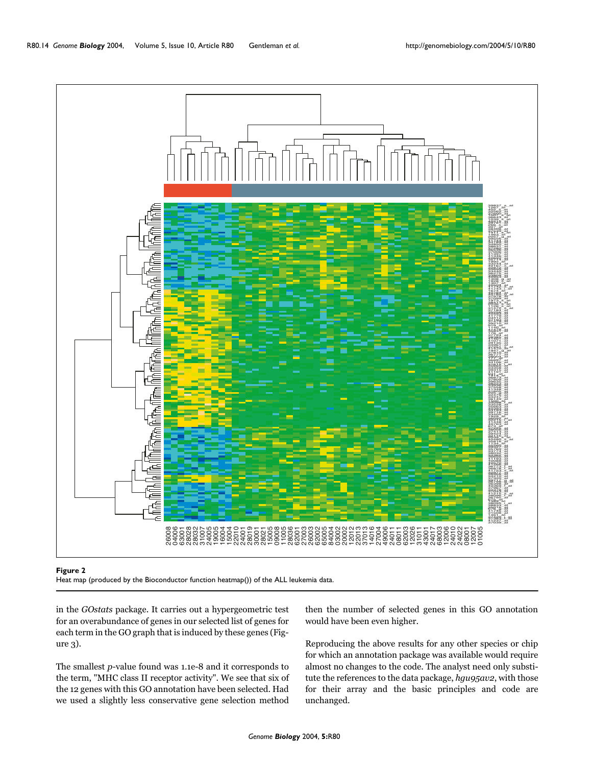**Figure 2**
Heat map (produced by the Bioconductor function heatmap()) of the ALL leukemia data.

in the *GOstats* package. It carries out a hypergeometric test for an overabundance of genes in our selected list of genes for each term in the GO graph that is induced by these genes (Figure 3).

The smallest *p*-value found was 1.1e-8 and it corresponds to the term, "MHC class II receptor activity". We see that six of the 12 genes with this GO annotation have been selected. Had we used a slightly less conservative gene selection method then the number of selected genes in this GO annotation would have been even higher.

Reproducing the above results for any other species or chip for which an annotation package was available would require almost no changes to the code. The analyst need only substitute the references to the data package, *hgu95av2*, with those for their array and the basic principles and code are unchanged.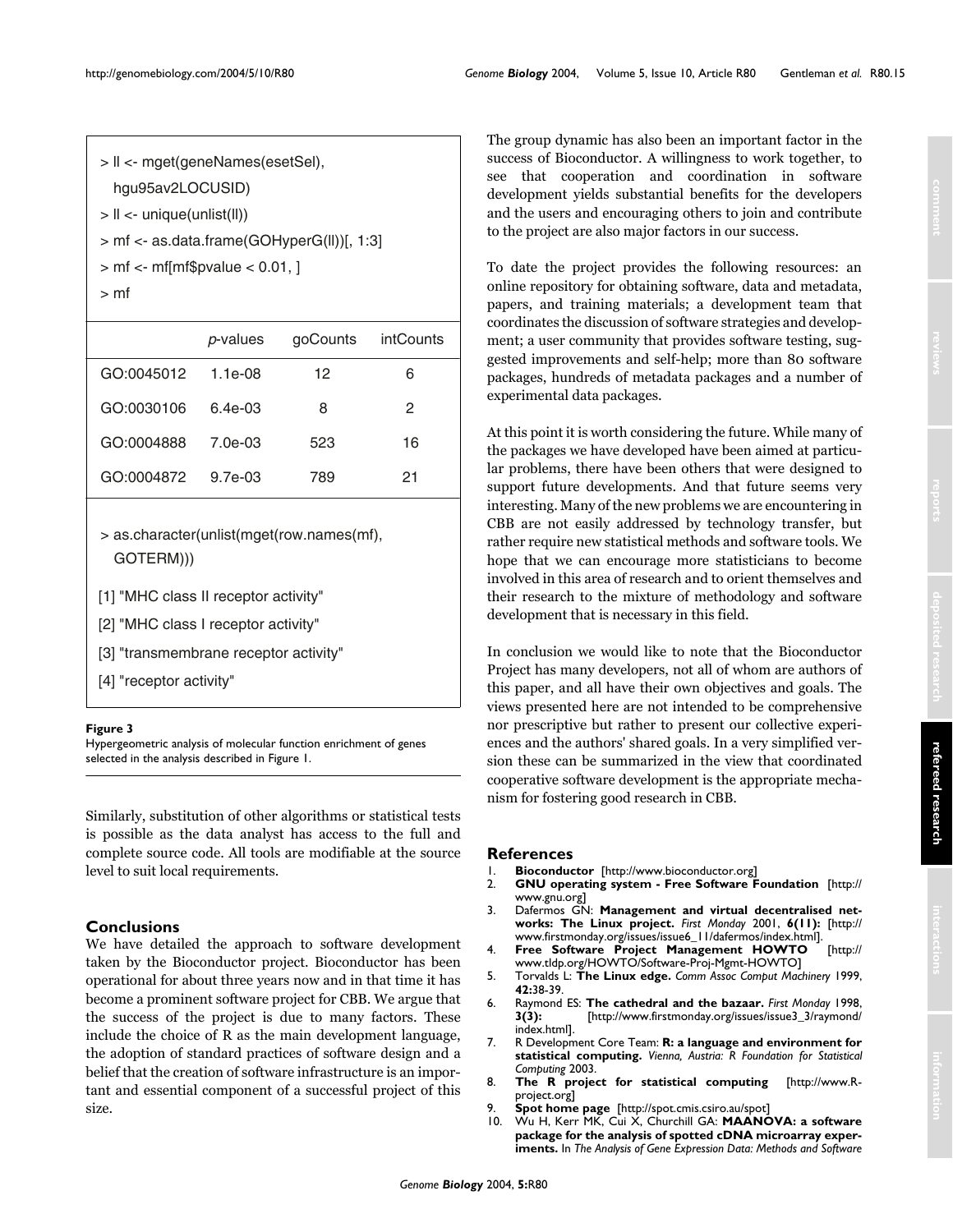```
> ll <- mget(geneNames(esetSel),
  hgu95av2LOCUSID)
> ll <- unique(unlist(ll))
> mf <- as.data.frame(GOHyperG(ll))[, 1:3]
> mf <- mf[mf$pvalue < 0.01, ]
> mf
```

| | *p*-values | goCounts | intCounts |
|---|---|---|---|
| GO:0045012 | 1.1e-08 | 12 | 6 |
| GO:0030106 | 6.4e-03 | 8 | 2 |
| GO:0004888 | 7.0e-03 | 523 | 16 |
| GO:0004872 | 9.7e-03 | 789 | 21 |

```
> as.character(unlist(mget(row.names(mf),
  GOTERM)))
[1] "MHC class II receptor activity"
[2] "MHC class I receptor activity"
[3] "transmembrane receptor activity"
[4] "receptor activity"
```

**Figure 3**

Hypergeometric analysis of molecular function enrichment of genes selected in the analysis described in Figure 1.

Similarly, substitution of other algorithms or statistical tests is possible as the data analyst has access to the full and complete source code. All tools are modifiable at the source level to suit local requirements.

## Conclusions

We have detailed the approach to software development taken by the Bioconductor project. Bioconductor has been operational for about three years now and in that time it has become a prominent software project for CBB. We argue that the success of the project is due to many factors. These include the choice of R as the main development language, the adoption of standard practices of software design and a belief that the creation of software infrastructure is an important and essential component of a successful project of this size.

The group dynamic has also been an important factor in the success of Bioconductor. A willingness to work together, to see that cooperation and coordination in software development yields substantial benefits for the developers and the users and encouraging others to join and contribute to the project are also major factors in our success.

To date the project provides the following resources: an online repository for obtaining software, data and metadata, papers, and training materials; a development team that coordinates the discussion of software strategies and development; a user community that provides software testing, suggested improvements and self-help; more than 80 software packages, hundreds of metadata packages and a number of experimental data packages.

At this point it is worth considering the future. While many of the packages we have developed have been aimed at particular problems, there have been others that were designed to support future developments. And that future seems very interesting. Many of the new problems we are encountering in CBB are not easily addressed by technology transfer, but rather require new statistical methods and software tools. We hope that we can encourage more statisticians to become involved in this area of research and to orient themselves and their research to the mixture of methodology and software development that is necessary in this field.

In conclusion we would like to note that the Bioconductor Project has many developers, not all of whom are authors of this paper, and all have their own objectives and goals. The views presented here are not intended to be comprehensive nor prescriptive but rather to present our collective experiences and the authors' shared goals. In a very simplified version these can be summarized in the view that coordinated cooperative software development is the appropriate mechanism for fostering good research in CBB.

## References

1. **Bioconductor** [http://www.bioconductor.org]
2. **GNU operating system - Free Software Foundation** [http://www.gnu.org]
3. Dafermos GN: **Management and virtual decentralised networks: The Linux project.** *First Monday* 2001, **6(11):** [http://www.firstmonday.org/issues/issue6_11/dafermos/index.html].
4. **Free Software Project Management HOWTO** [http://www.tldp.org/HOWTO/Software-Proj-Mgmt-HOWTO]
5. Torvalds L: **The Linux edge.** *Comm Assoc Comput Machinery* 1999, **42:**38-39.
6. Raymond ES: **The cathedral and the bazaar.** *First Monday* 1998, **3(3):** [http://www.firstmonday.org/issues/issue3_3/raymond/index.html].
7. R Development Core Team: **R: a language and environment for statistical computing.** *Vienna, Austria: R Foundation for Statistical Computing* 2003.
8. **The R project for statistical computing** [http://www.R-project.org]
9. **Spot home page** [http://spot.cmis.csiro.au/spot]
10. Wu H, Kerr MK, Cui X, Churchill GA: **MAANOVA: a software package for the analysis of spotted cDNA microarray experiments.** In *The Analysis of Gene Expression Data: Methods and Software*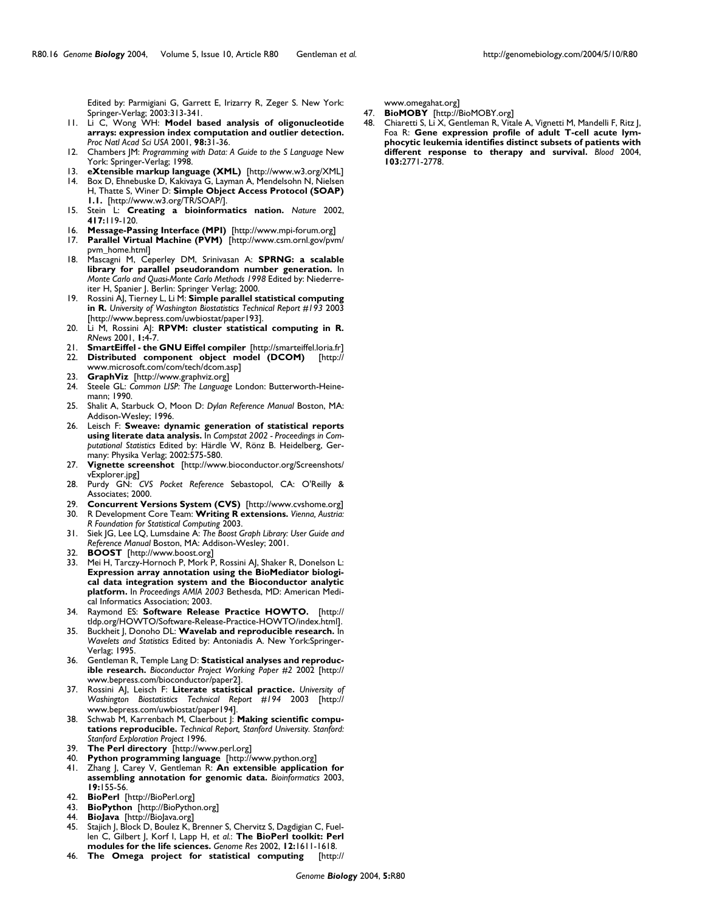Edited by: Parmigiani G, Garrett E, Irizarry R, Zeger S. New York: Springer-Verlag; 2003:313-341.

11. Li C, Wong WH: **Model based analysis of oligonucleotide arrays: expression index computation and outlier detection.** *Proc Natl Acad Sci USA* 2001, **98:**31-36.
12. Chambers JM: *Programming with Data: A Guide to the S Language* New York: Springer-Verlag; 1998.
13. **eXtensible markup language (XML)** [http://www.w3.org/XML]
14. Box D, Ehnebuske D, Kakivaya G, Layman A, Mendelsohn N, Nielsen H, Thatte S, Winer D: **Simple Object Access Protocol (SOAP) 1.1.** [http://www.w3.org/TR/SOAP/].
15. Stein L: **Creating a bioinformatics nation.** *Nature* 2002, **417:**119-120.
16. **Message-Passing Interface (MPI)** [http://www.mpi-forum.org]
17. **Parallel Virtual Machine (PVM)** [http://www.csm.ornl.gov/pvm/pvm_home.html]
18. Mascagni M, Ceperley DM, Srinivasan A: **SPRNG: a scalable library for parallel pseudorandom number generation.** In *Monte Carlo and Quasi-Monte Carlo Methods 1998* Edited by: Niederreiter H, Spanier J. Berlin: Springer Verlag; 2000.
19. Rossini AJ, Tierney L, Li M: **Simple parallel statistical computing in R.** *University of Washington Biostatistics Technical Report #193* 2003 [http://www.bepress.com/uwbiostat/paper193].
20. Li M, Rossini AJ: **RPVM: cluster statistical computing in R.** *RNews* 2001, **1:**4-7.
21. **SmartEiffel - the GNU Eiffel compiler** [http://smarteiffel.loria.fr]
22. **Distributed component object model (DCOM)** [http://www.microsoft.com/com/tech/dcom.asp]
23. **GraphViz** [http://www.graphviz.org]
24. Steele GL: *Common LISP: The Language* London: Butterworth-Heinemann; 1990.
25. Shalit A, Starbuck O, Moon D: *Dylan Reference Manual* Boston, MA: Addison-Wesley; 1996.
26. Leisch F: **Sweave: dynamic generation of statistical reports using literate data analysis.** In *Compstat 2002 - Proceedings in Computational Statistics* Edited by: Härdle W, Rönz B. Heidelberg, Germany: Physika Verlag; 2002:575-580.
27. **Vignette screenshot** [http://www.bioconductor.org/Screenshots/vExplorer.jpg]
28. Purdy GN: *CVS Pocket Reference* Sebastopol, CA: O'Reilly & Associates; 2000.
29. **Concurrent Versions System (CVS)** [http://www.cvshome.org]
30. R Development Core Team: **Writing R extensions.** *Vienna, Austria: R Foundation for Statistical Computing* 2003.
31. Siek JG, Lee LQ, Lumsdaine A: *The Boost Graph Library: User Guide and Reference Manual* Boston, MA: Addison-Wesley; 2001.
32. **BOOST** [http://www.boost.org]
33. Mei H, Tarczy-Hornoch P, Mork P, Rossini AJ, Shaker R, Donelson L: **Expression array annotation using the BioMediator biological data integration system and the Bioconductor analytic platform.** In *Proceedings AMIA 2003* Bethesda, MD: American Medical Informatics Association; 2003.
34. Raymond ES: **Software Release Practice HOWTO.** [http://tldp.org/HOWTO/Software-Release-Practice-HOWTO/index.html].
35. Buckheit J, Donoho DL: **Wavelab and reproducible research.** In *Wavelets and Statistics* Edited by: Antoniadis A. New York:Springer-Verlag; 1995.
36. Gentleman R, Temple Lang D: **Statistical analyses and reproducible research.** *Bioconductor Project Working Paper #2* 2002 [http://www.bepress.com/bioconductor/paper2].
37. Rossini AJ, Leisch F: **Literate statistical practice.** *University of Washington Biostatistics Technical Report #194* 2003 [http://www.bepress.com/uwbiostat/paper194].
38. Schwab M, Karrenbach M, Claerbout J: **Making scientific computations reproducible.** *Technical Report, Stanford University. Stanford: Stanford Exploration Project* 1996.
39. **The Perl directory** [http://www.perl.org]
40. **Python programming language** [http://www.python.org]
41. Zhang J, Carey V, Gentleman R: **An extensible application for assembling annotation for genomic data.** *Bioinformatics* 2003, **19:**155-56.
42. **BioPerl** [http://BioPerl.org]
43. **BioPython** [http://BioPython.org]
44. **BioJava** [http://BioJava.org]
45. Stajich J, Block D, Boulez K, Brenner S, Chervitz S, Dagdigian C, Fuellen C, Gilbert J, Korf I, Lapp H, *et al.*: **The BioPerl toolkit: Perl modules for the life sciences.** *Genome Res* 2002, **12:**1611-1618.
46. **The Omega project for statistical computing** [http://www.omegahat.org]
47. **BioMOBY** [http://BioMOBY.org]
48. Chiaretti S, Li X, Gentleman R, Vitale A, Vignetti M, Mandelli F, Ritz J, Foa R: **Gene expression profile of adult T-cell acute lymphocytic leukemia identifies distinct subsets of patients with different response to therapy and survival.** *Blood* 2004, **103:**2771-2778.